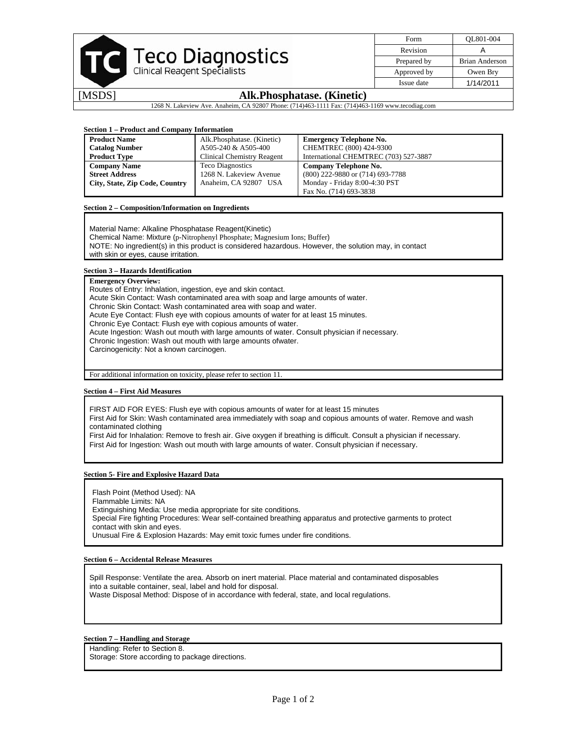**Teco Diagnostics**
Clinical Reagent Specialists

| Form | QL801-004 |
|---|---|
| Revision | A |
| Prepared by | Brian Anderson |
| Approved by | Owen Bry |
| Issue date | 1/14/2011 |

[MSDS] **Alk.Phosphatase. (Kinetic)**

1268 N. Lakeview Ave. Anaheim, CA 92807 Phone: (714)463-1111 Fax: (714)463-1169 www.tecodiag.com

### Section 1 – Product and Company Information

| | | |
|---|---|---|
| **Product Name** | Alk.Phosphatase. (Kinetic) | **Emergency Telephone No.** |
| **Catalog Number** | A505-240 & A505-400 | CHEMTREC (800) 424-9300 |
| **Product Type** | Clinical Chemistry Reagent | International CHEMTREC (703) 527-3887 |
| **Company Name** | Teco Diagnostics | **Company Telephone No.** |
| **Street Address** | 1268 N. Lakeview Avenue | (800) 222-9880 or (714) 693-7788 |
| **City, State, Zip Code, Country** | Anaheim, CA 92807 USA | Monday - Friday 8:00-4:30 PST |
| | | Fax No. (714) 693-3838 |

### Section 2 – Composition/Information on Ingredients

Material Name: Alkaline Phosphatase Reagent(Kinetic)
Chemical Name: Mixture (p-Nitrophenyl Phosphate; Magnesium Ions; Buffer)
NOTE: No ingredient(s) in this product is considered hazardous. However, the solution may, in contact with skin or eyes, cause irritation.

### Section 3 – Hazards Identification

**Emergency Overview:**
Routes of Entry: Inhalation, ingestion, eye and skin contact.
Acute Skin Contact: Wash contaminated area with soap and large amounts of water.
Chronic Skin Contact: Wash contaminated area with soap and water.
Acute Eye Contact: Flush eye with copious amounts of water for at least 15 minutes.
Chronic Eye Contact: Flush eye with copious amounts of water.
Acute Ingestion: Wash out mouth with large amounts of water. Consult physician if necessary.
Chronic Ingestion: Wash out mouth with large amounts ofwater.
Carcinogenicity: Not a known carcinogen.

For additional information on toxicity, please refer to section 11.

### Section 4 – First Aid Measures

FIRST AID FOR EYES: Flush eye with copious amounts of water for at least 15 minutes
First Aid for Skin: Wash contaminated area immediately with soap and copious amounts of water. Remove and wash contaminated clothing
First Aid for Inhalation: Remove to fresh air. Give oxygen if breathing is difficult. Consult a physician if necessary.
First Aid for Ingestion: Wash out mouth with large amounts of water. Consult physician if necessary.

### Section 5- Fire and Explosive Hazard Data

Flash Point (Method Used): NA
Flammable Limits: NA
Extinguishing Media: Use media appropriate for site conditions.
Special Fire fighting Procedures: Wear self-contained breathing apparatus and protective garments to protect contact with skin and eyes.
Unusual Fire & Explosion Hazards: May emit toxic fumes under fire conditions.

### Section 6 – Accidental Release Measures

Spill Response: Ventilate the area. Absorb on inert material. Place material and contaminated disposables into a suitable container, seal, label and hold for disposal.
Waste Disposal Method: Dispose of in accordance with federal, state, and local regulations.

### Section 7 – Handling and Storage

Handling: Refer to Section 8.
Storage: Store according to package directions.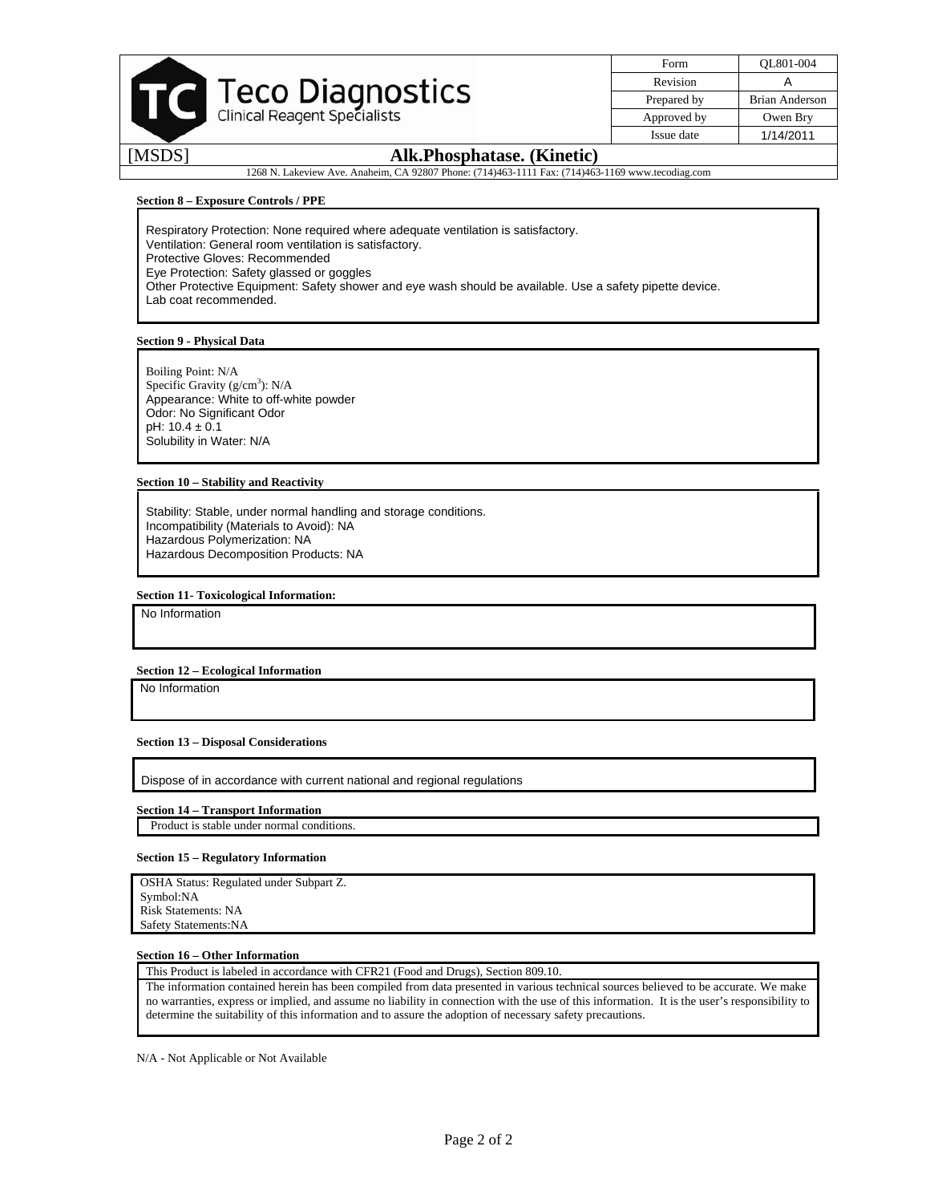| | Form | QL801-004 |
|---|---|---|
| | Revision | A |
| Teco Diagnostics Clinical Reagent Specialists | Prepared by | Brian Anderson |
| | Approved by | Owen Bry |
| | Issue date | 1/14/2011 |

[MSDS] **Alk.Phosphatase. (Kinetic)**

1268 N. Lakeview Ave. Anaheim, CA 92807 Phone: (714)463-1111 Fax: (714)463-1169 www.tecodiag.com

**Section 8 – Exposure Controls / PPE**

Respiratory Protection: None required where adequate ventilation is satisfactory.
Ventilation: General room ventilation is satisfactory.
Protective Gloves: Recommended
Eye Protection: Safety glassed or goggles
Other Protective Equipment: Safety shower and eye wash should be available. Use a safety pipette device.
Lab coat recommended.

**Section 9 - Physical Data**

Boiling Point: N/A
Specific Gravity ($g/cm^3$): N/A
Appearance: White to off-white powder
Odor: No Significant Odor
pH: $10.4 \pm 0.1$
Solubility in Water: N/A

**Section 10 – Stability and Reactivity**

Stability: Stable, under normal handling and storage conditions.
Incompatibility (Materials to Avoid): NA
Hazardous Polymerization: NA
Hazardous Decomposition Products: NA

**Section 11- Toxicological Information:**

No Information

**Section 12 – Ecological Information**

No Information

**Section 13 – Disposal Considerations**

Dispose of in accordance with current national and regional regulations

**Section 14 – Transport Information**

Product is stable under normal conditions.

**Section 15 – Regulatory Information**

OSHA Status: Regulated under Subpart Z.
Symbol:NA
Risk Statements: NA
Safety Statements:NA

**Section 16 – Other Information**

This Product is labeled in accordance with CFR21 (Food and Drugs), Section 809.10.

The information contained herein has been compiled from data presented in various technical sources believed to be accurate. We make no warranties, express or implied, and assume no liability in connection with the use of this information. It is the user's responsibility to determine the suitability of this information and to assure the adoption of necessary safety precautions.

N/A - Not Applicable or Not Available